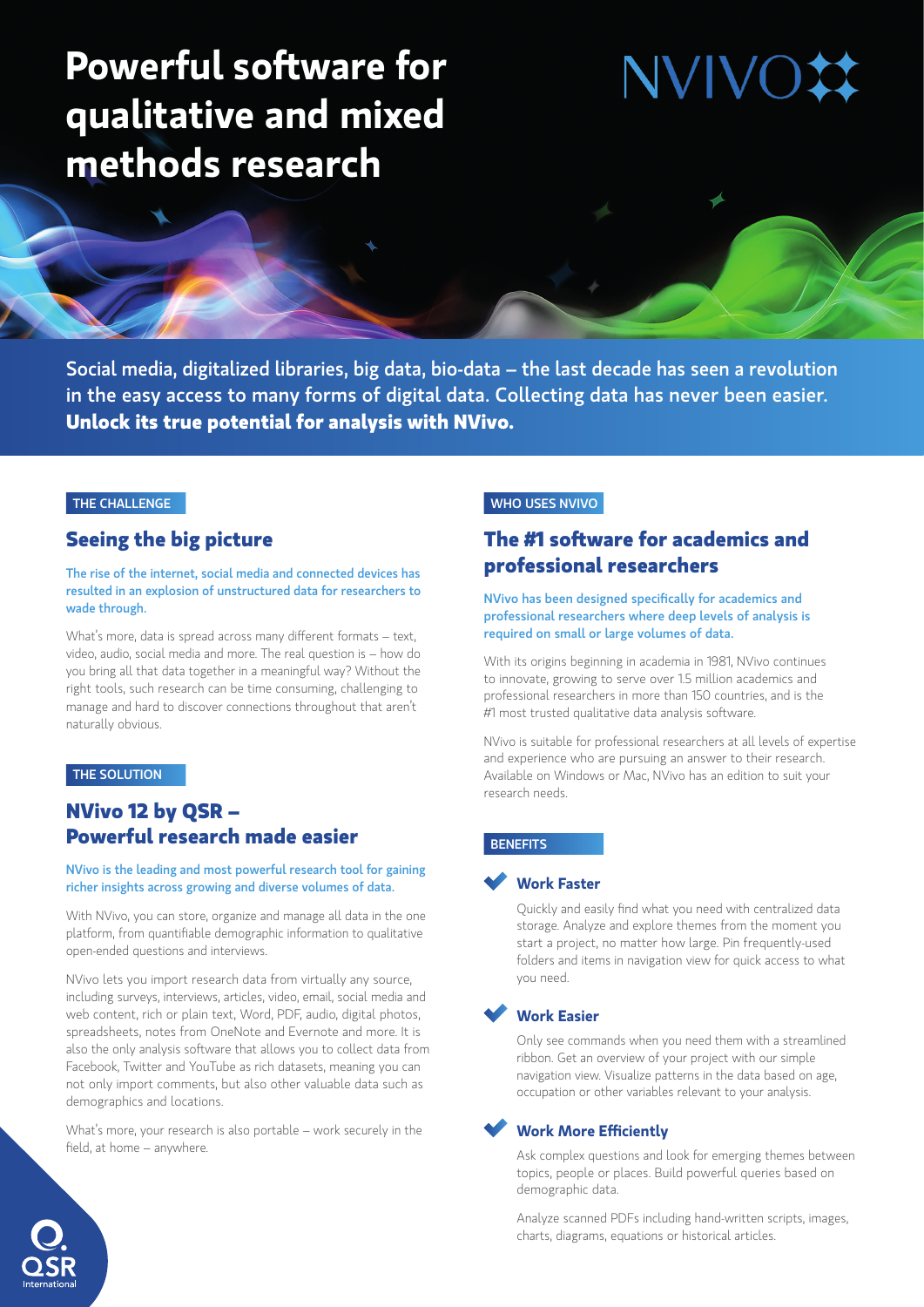# Powerful software for qualitative and mixed methods research

NVIVO

Social media, digitalized libraries, big data, bio-data – the last decade has seen a revolution in the easy access to many forms of digital data. Collecting data has never been easier. **Unlock its true potential for analysis with NVivo.**

THE CHALLENGE

## Seeing the big picture

The rise of the internet, social media and connected devices has resulted in an explosion of unstructured data for researchers to wade through.

What's more, data is spread across many different formats – text, video, audio, social media and more. The real question is – how do you bring all that data together in a meaningful way? Without the right tools, such research can be time consuming, challenging to manage and hard to discover connections throughout that aren't naturally obvious.

THE SOLUTION

## NVivo 12 by QSR – Powerful research made easier

NVivo is the leading and most powerful research tool for gaining richer insights across growing and diverse volumes of data.

With NVivo, you can store, organize and manage all data in the one platform, from quantifiable demographic information to qualitative open-ended questions and interviews.

NVivo lets you import research data from virtually any source, including surveys, interviews, articles, video, email, social media and web content, rich or plain text, Word, PDF, audio, digital photos, spreadsheets, notes from OneNote and Evernote and more. It is also the only analysis software that allows you to collect data from Facebook, Twitter and YouTube as rich datasets, meaning you can not only import comments, but also other valuable data such as demographics and locations.

What's more, your research is also portable – work securely in the field, at home – anywhere.

WHO USES NVIVO

## The #1 software for academics and professional researchers

NVivo has been designed specifically for academics and professional researchers where deep levels of analysis is required on small or large volumes of data.

With its origins beginning in academia in 1981, NVivo continues to innovate, growing to serve over 1.5 million academics and professional researchers in more than 150 countries, and is the #1 most trusted qualitative data analysis software.

NVivo is suitable for professional researchers at all levels of expertise and experience who are pursuing an answer to their research. Available on Windows or Mac, NVivo has an edition to suit your research needs.

BENEFITS

### Work Faster

Quickly and easily find what you need with centralized data storage. Analyze and explore themes from the moment you start a project, no matter how large. Pin frequently-used folders and items in navigation view for quick access to what you need.

### Work Easier

Only see commands when you need them with a streamlined ribbon. Get an overview of your project with our simple navigation view. Visualize patterns in the data based on age, occupation or other variables relevant to your analysis.

### Work More Efficiently

Ask complex questions and look for emerging themes between topics, people or places. Build powerful queries based on demographic data.

Analyze scanned PDFs including hand-written scripts, images, charts, diagrams, equations or historical articles.

QSR International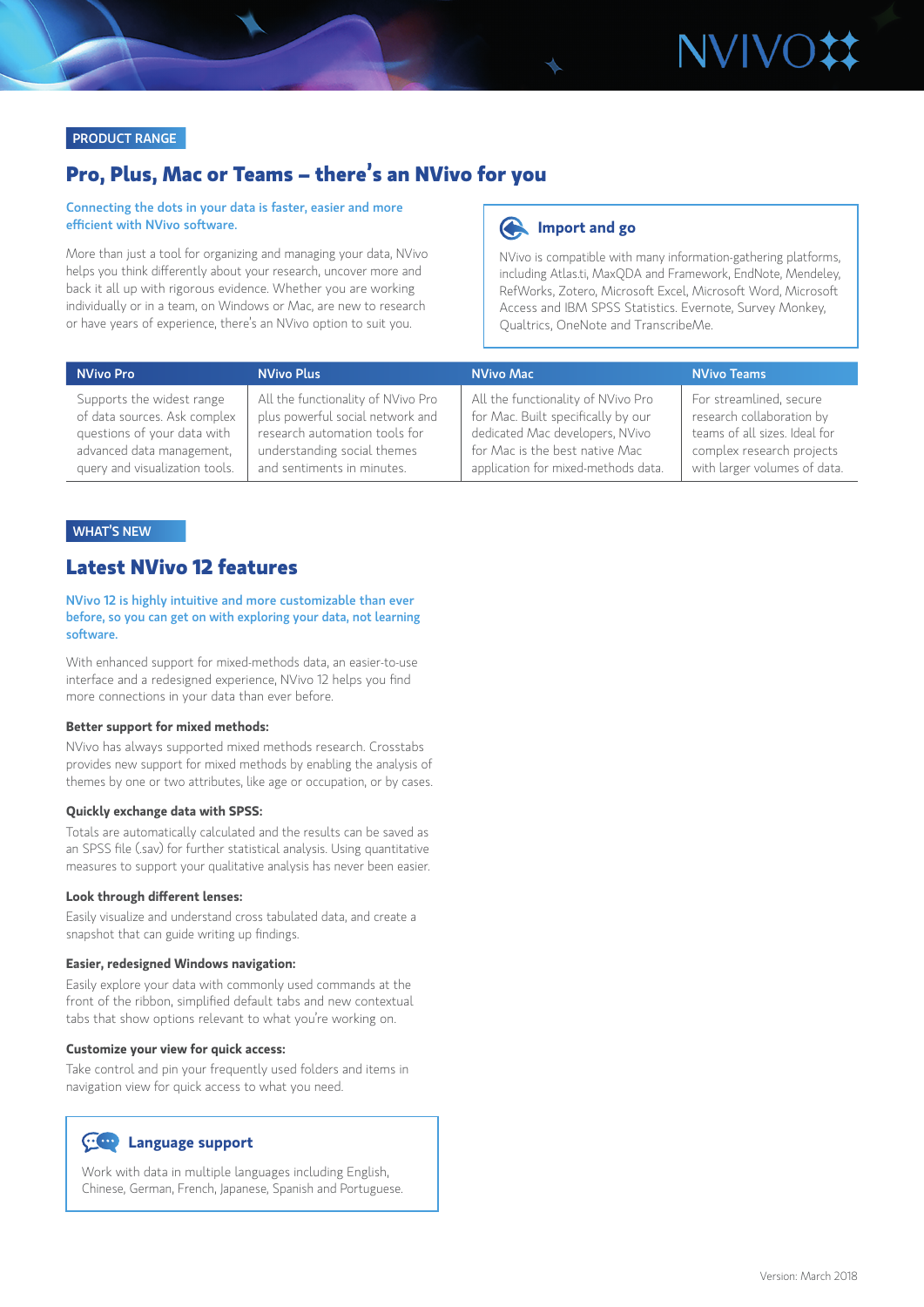PRODUCT RANGE

## Pro, Plus, Mac or Teams – there's an NVivo for you

**Connecting the dots in your data is faster, easier and more efficient with NVivo software.**

More than just a tool for organizing and managing your data, NVivo helps you think differently about your research, uncover more and back it all up with rigorous evidence. Whether you are working individually or in a team, on Windows or Mac, are new to research or have years of experience, there's an NVivo option to suit you.

### Import and go

NVivo is compatible with many information-gathering platforms, including Atlas.ti, MaxQDA and Framework, EndNote, Mendeley, RefWorks, Zotero, Microsoft Excel, Microsoft Word, Microsoft Access and IBM SPSS Statistics. Evernote, Survey Monkey, Qualtrics, OneNote and TranscribeMe.

| NVivo Pro | NVivo Plus | NVivo Mac | NVivo Teams |
|---|---|---|---|
| Supports the widest range of data sources. Ask complex questions of your data with advanced data management, query and visualization tools. | All the functionality of NVivo Pro plus powerful social network and research automation tools for understanding social themes and sentiments in minutes. | All the functionality of NVivo Pro for Mac. Built specifically by our dedicated Mac developers, NVivo for Mac is the best native Mac application for mixed-methods data. | For streamlined, secure research collaboration by teams of all sizes. Ideal for complex research projects with larger volumes of data. |

WHAT'S NEW

## Latest NVivo 12 features

**NVivo 12 is highly intuitive and more customizable than ever before, so you can get on with exploring your data, not learning software.**

With enhanced support for mixed-methods data, an easier-to-use interface and a redesigned experience, NVivo 12 helps you find more connections in your data than ever before.

**Better support for mixed methods:**

NVivo has always supported mixed methods research. Crosstabs provides new support for mixed methods by enabling the analysis of themes by one or two attributes, like age or occupation, or by cases.

**Quickly exchange data with SPSS:**

Totals are automatically calculated and the results can be saved as an SPSS file (.sav) for further statistical analysis. Using quantitative measures to support your qualitative analysis has never been easier.

**Look through different lenses:**

Easily visualize and understand cross tabulated data, and create a snapshot that can guide writing up findings.

**Easier, redesigned Windows navigation:**

Easily explore your data with commonly used commands at the front of the ribbon, simplified default tabs and new contextual tabs that show options relevant to what you're working on.

**Customize your view for quick access:**

Take control and pin your frequently used folders and items in navigation view for quick access to what you need.

### Language support

Work with data in multiple languages including English, Chinese, German, French, Japanese, Spanish and Portuguese.

Version: March 2018